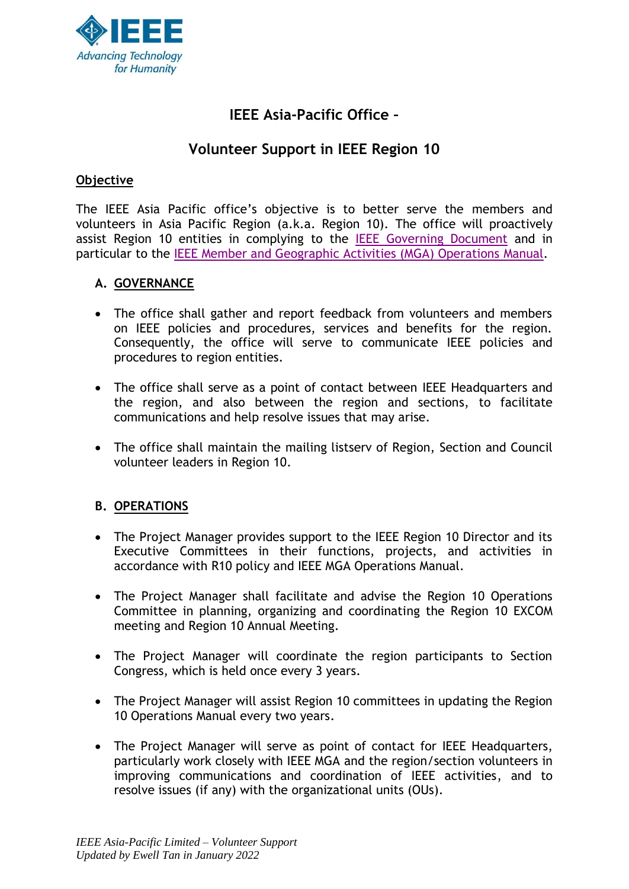# IEEE Asia-Pacific Office –

# Volunteer Support in IEEE Region 10

## Objective

The IEEE Asia Pacific office's objective is to better serve the members and volunteers in Asia Pacific Region (a.k.a. Region 10). The office will proactively assist Region 10 entities in complying to the IEEE Governing Document and in particular to the IEEE Member and Geographic Activities (MGA) Operations Manual.

### A. GOVERNANCE

- The office shall gather and report feedback from volunteers and members on IEEE policies and procedures, services and benefits for the region. Consequently, the office will serve to communicate IEEE policies and procedures to region entities.
- The office shall serve as a point of contact between IEEE Headquarters and the region, and also between the region and sections, to facilitate communications and help resolve issues that may arise.
- The office shall maintain the mailing listserv of Region, Section and Council volunteer leaders in Region 10.

### B. OPERATIONS

- The Project Manager provides support to the IEEE Region 10 Director and its Executive Committees in their functions, projects, and activities in accordance with R10 policy and IEEE MGA Operations Manual.
- The Project Manager shall facilitate and advise the Region 10 Operations Committee in planning, organizing and coordinating the Region 10 EXCOM meeting and Region 10 Annual Meeting.
- The Project Manager will coordinate the region participants to Section Congress, which is held once every 3 years.
- The Project Manager will assist Region 10 committees in updating the Region 10 Operations Manual every two years.
- The Project Manager will serve as point of contact for IEEE Headquarters, particularly work closely with IEEE MGA and the region/section volunteers in improving communications and coordination of IEEE activities, and to resolve issues (if any) with the organizational units (OUs).

*IEEE Asia-Pacific Limited – Volunteer Support*
*Updated by Ewell Tan in January 2022*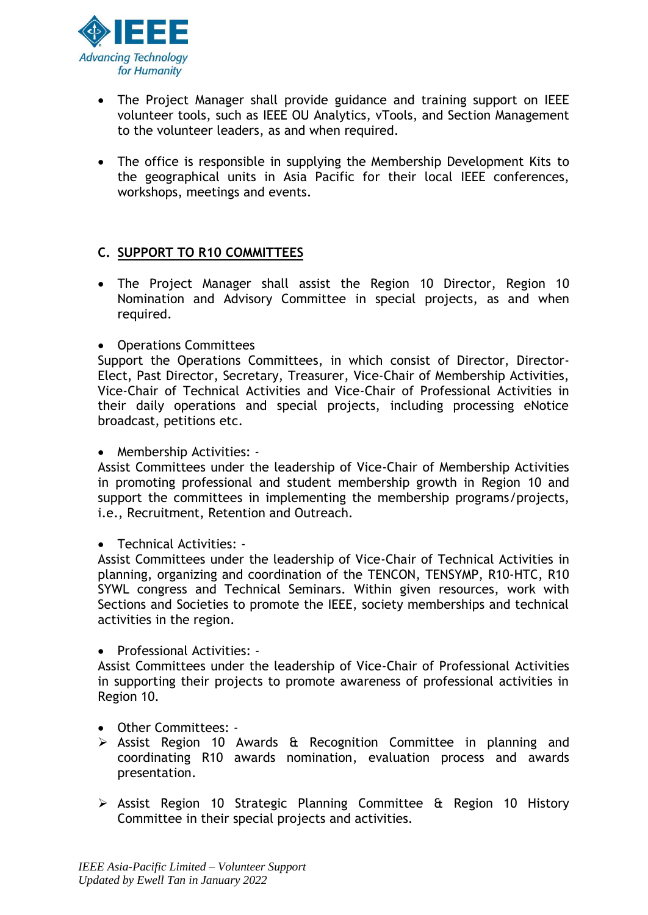- The Project Manager shall provide guidance and training support on IEEE volunteer tools, such as IEEE OU Analytics, vTools, and Section Management to the volunteer leaders, as and when required.

- The office is responsible in supplying the Membership Development Kits to the geographical units in Asia Pacific for their local IEEE conferences, workshops, meetings and events.

## C. SUPPORT TO R10 COMMITTEES

- The Project Manager shall assist the Region 10 Director, Region 10 Nomination and Advisory Committee in special projects, as and when required.

- Operations Committees

Support the Operations Committees, in which consist of Director, Director-Elect, Past Director, Secretary, Treasurer, Vice-Chair of Membership Activities, Vice-Chair of Technical Activities and Vice-Chair of Professional Activities in their daily operations and special projects, including processing eNotice broadcast, petitions etc.

- Membership Activities: -

Assist Committees under the leadership of Vice-Chair of Membership Activities in promoting professional and student membership growth in Region 10 and support the committees in implementing the membership programs/projects, i.e., Recruitment, Retention and Outreach.

- Technical Activities: -

Assist Committees under the leadership of Vice-Chair of Technical Activities in planning, organizing and coordination of the TENCON, TENSYMP, R10-HTC, R10 SYWL congress and Technical Seminars. Within given resources, work with Sections and Societies to promote the IEEE, society memberships and technical activities in the region.

- Professional Activities: -

Assist Committees under the leadership of Vice-Chair of Professional Activities in supporting their projects to promote awareness of professional activities in Region 10.

- Other Committees: -
  - Assist Region 10 Awards & Recognition Committee in planning and coordinating R10 awards nomination, evaluation process and awards presentation.
  - Assist Region 10 Strategic Planning Committee & Region 10 History Committee in their special projects and activities.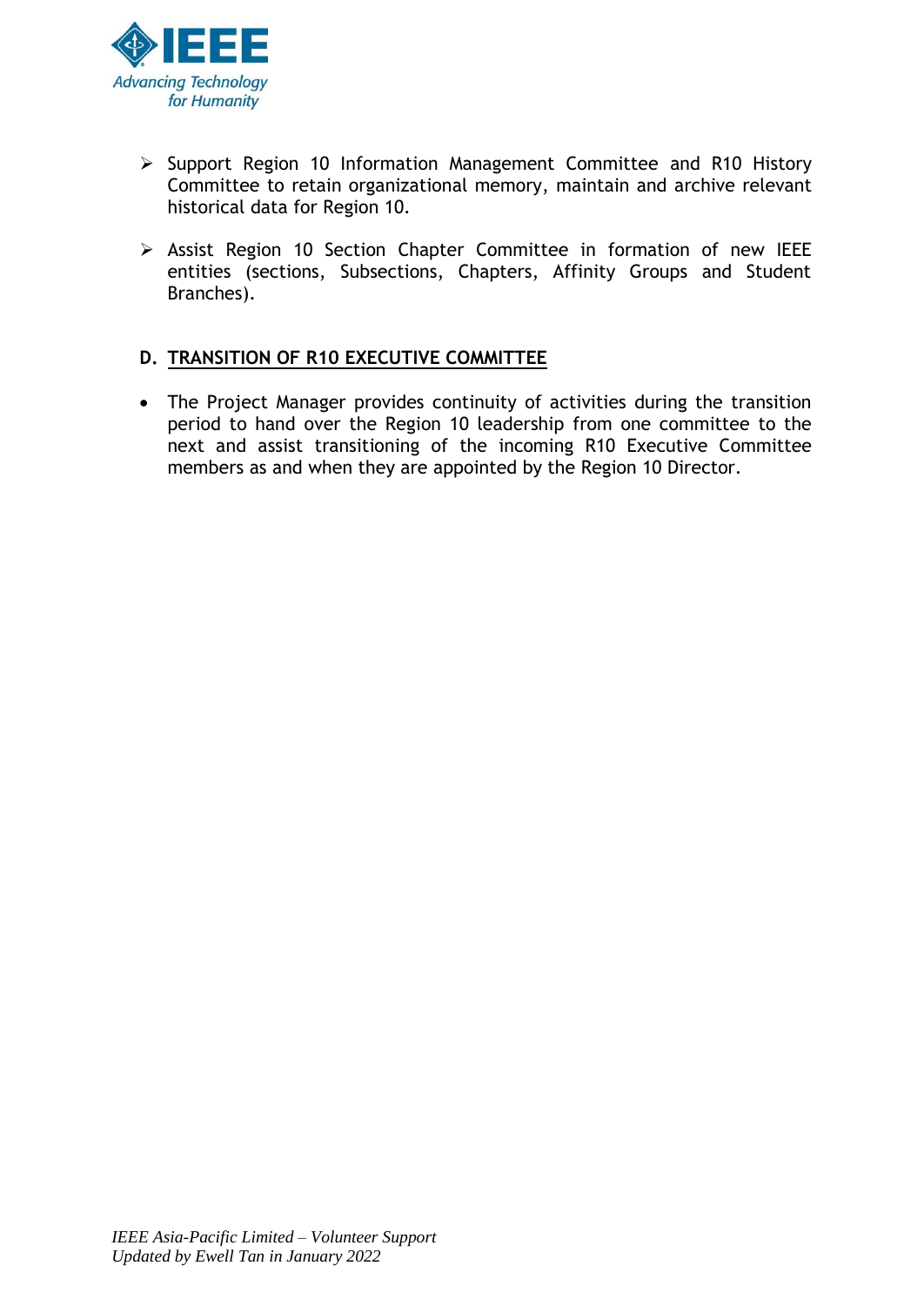- Support Region 10 Information Management Committee and R10 History Committee to retain organizational memory, maintain and archive relevant historical data for Region 10.

- Assist Region 10 Section Chapter Committee in formation of new IEEE entities (sections, Subsections, Chapters, Affinity Groups and Student Branches).

## D. TRANSITION OF R10 EXECUTIVE COMMITTEE

- The Project Manager provides continuity of activities during the transition period to hand over the Region 10 leadership from one committee to the next and assist transitioning of the incoming R10 Executive Committee members as and when they are appointed by the Region 10 Director.

*IEEE Asia-Pacific Limited – Volunteer Support*
*Updated by Ewell Tan in January 2022*